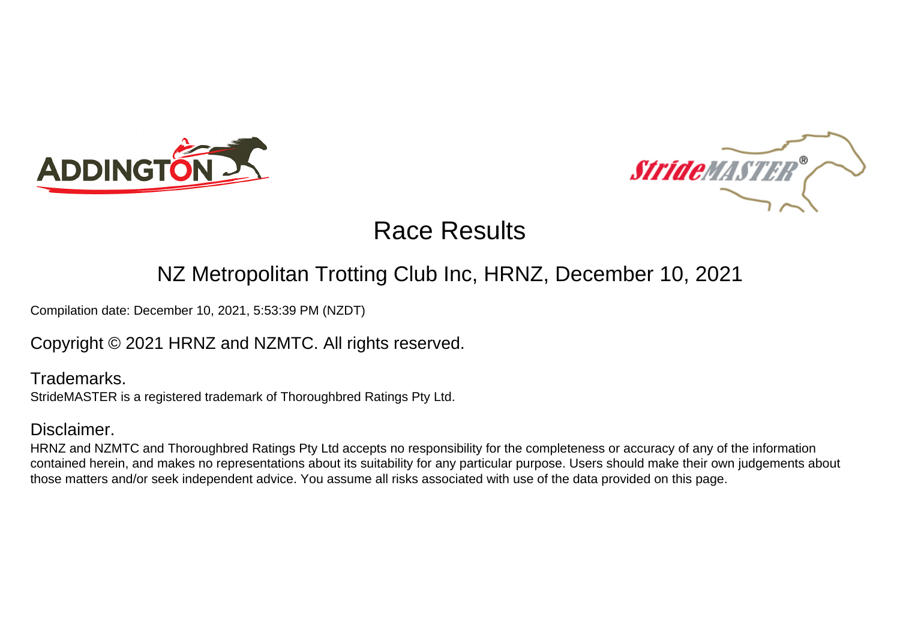# Race Results

## NZ Metropolitan Trotting Club Inc, HRNZ, December 10, 2021

Compilation date: December 10, 2021, 5:53:39 PM (NZDT)

Copyright © 2021 HRNZ and NZMTC. All rights reserved.

### Trademarks.

StrideMASTER is a registered trademark of Thoroughbred Ratings Pty Ltd.

### Disclaimer.

HRNZ and NZMTC and Thoroughbred Ratings Pty Ltd accepts no responsibility for the completeness or accuracy of any of the information contained herein, and makes no representations about its suitability for any particular purpose. Users should make their own judgements about those matters and/or seek independent advice. You assume all risks associated with use of the data provided on this page.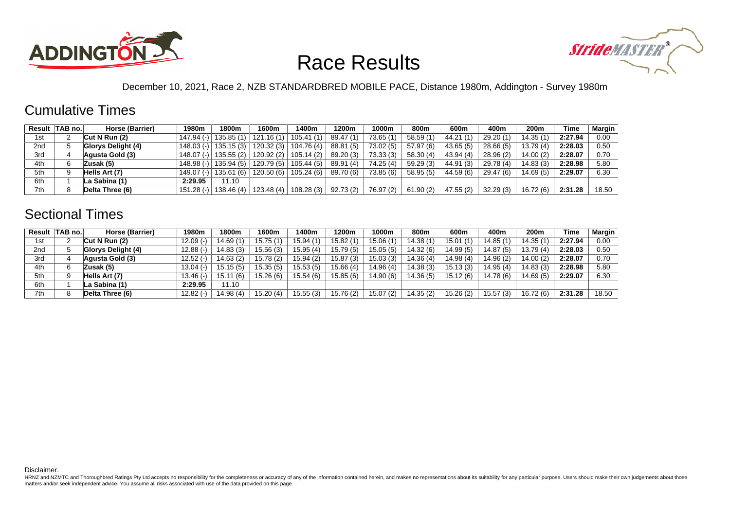# Race Results

December 10, 2021, Race 2, NZB STANDARDBRED MOBILE PACE, Distance 1980m, Addington - Survey 1980m

## Cumulative Times

| Result | TAB no. | Horse (Barrier) | 1980m | 1800m | 1600m | 1400m | 1200m | 1000m | 800m | 600m | 400m | 200m | Time | Margin |
|---|---|---|---|---|---|---|---|---|---|---|---|---|---|---|
| 1st | 2 | Cut N Run (2) | 147.94 (-) | 135.85 (1) | 121.16 (1) | 105.41 (1) | 89.47 (1) | 73.65 (1) | 58.59 (1) | 44.21 (1) | 29.20 (1) | 14.35 (1) | 2:27.94 | 0.00 |
| 2nd | 5 | Glorys Delight (4) | 148.03 (-) | 135.15 (3) | 120.32 (3) | 104.76 (4) | 88.81 (5) | 73.02 (5) | 57.97 (6) | 43.65 (5) | 28.66 (5) | 13.79 (4) | 2:28.03 | 0.50 |
| 3rd | 4 | Agusta Gold (3) | 148.07 (-) | 135.55 (2) | 120.92 (2) | 105.14 (2) | 89.20 (3) | 73.33 (3) | 58.30 (4) | 43.94 (4) | 28.96 (2) | 14.00 (2) | 2:28.07 | 0.70 |
| 4th | 6 | Zusak (5) | 148.98 (-) | 135.94 (5) | 120.79 (5) | 105.44 (5) | 89.91 (4) | 74.25 (4) | 59.29 (3) | 44.91 (3) | 29.78 (4) | 14.83 (3) | 2:28.98 | 5.80 |
| 5th | 9 | Hells Art (7) | 149.07 (-) | 135.61 (6) | 120.50 (6) | 105.24 (6) | 89.70 (6) | 73.85 (6) | 58.95 (5) | 44.59 (6) | 29.47 (6) | 14.69 (5) | 2:29.07 | 6.30 |
| 6th | 1 | La Sabina (1) | 2:29.95 | 11.10 | | | | | | | | | | |
| 7th | 8 | Delta Three (6) | 151.28 (-) | 138.46 (4) | 123.48 (4) | 108.28 (3) | 92.73 (2) | 76.97 (2) | 61.90 (2) | 47.55 (2) | 32.29 (3) | 16.72 (6) | 2:31.28 | 18.50 |

## Sectional Times

| Result | TAB no. | Horse (Barrier) | 1980m | 1800m | 1600m | 1400m | 1200m | 1000m | 800m | 600m | 400m | 200m | Time | Margin |
|---|---|---|---|---|---|---|---|---|---|---|---|---|---|---|
| 1st | 2 | Cut N Run (2) | 12.09 (-) | 14.69 (1) | 15.75 (1) | 15.94 (1) | 15.82 (1) | 15.06 (1) | 14.38 (1) | 15.01 (1) | 14.85 (1) | 14.35 (1) | 2:27.94 | 0.00 |
| 2nd | 5 | Glorys Delight (4) | 12.88 (-) | 14.83 (3) | 15.56 (3) | 15.95 (4) | 15.79 (5) | 15.05 (5) | 14.32 (6) | 14.99 (5) | 14.87 (5) | 13.79 (4) | 2:28.03 | 0.50 |
| 3rd | 4 | Agusta Gold (3) | 12.52 (-) | 14.63 (2) | 15.78 (2) | 15.94 (2) | 15.87 (3) | 15.03 (3) | 14.36 (4) | 14.98 (4) | 14.96 (2) | 14.00 (2) | 2:28.07 | 0.70 |
| 4th | 6 | Zusak (5) | 13.04 (-) | 15.15 (5) | 15.35 (5) | 15.53 (5) | 15.66 (4) | 14.96 (4) | 14.38 (3) | 15.13 (3) | 14.95 (4) | 14.83 (3) | 2:28.98 | 5.80 |
| 5th | 9 | Hells Art (7) | 13.46 (-) | 15.11 (6) | 15.26 (6) | 15.54 (6) | 15.85 (6) | 14.90 (6) | 14.36 (5) | 15.12 (6) | 14.78 (6) | 14.69 (5) | 2:29.07 | 6.30 |
| 6th | 1 | La Sabina (1) | 2:29.95 | 11.10 | | | | | | | | | | |
| 7th | 8 | Delta Three (6) | 12.82 (-) | 14.98 (4) | 15.20 (4) | 15.55 (3) | 15.76 (2) | 15.07 (2) | 14.35 (2) | 15.26 (2) | 15.57 (3) | 16.72 (6) | 2:31.28 | 18.50 |

Disclaimer.

HRNZ and NZMTC and Thoroughbred Ratings Pty Ltd accepts no responsibility for the completeness or accuracy of any of the information contained herein, and makes no representations about its suitability for any particular purpose. Users should make their own judgements about those matters and/or seek independent advice. You assume all risks associated with use of the data provided on this page.